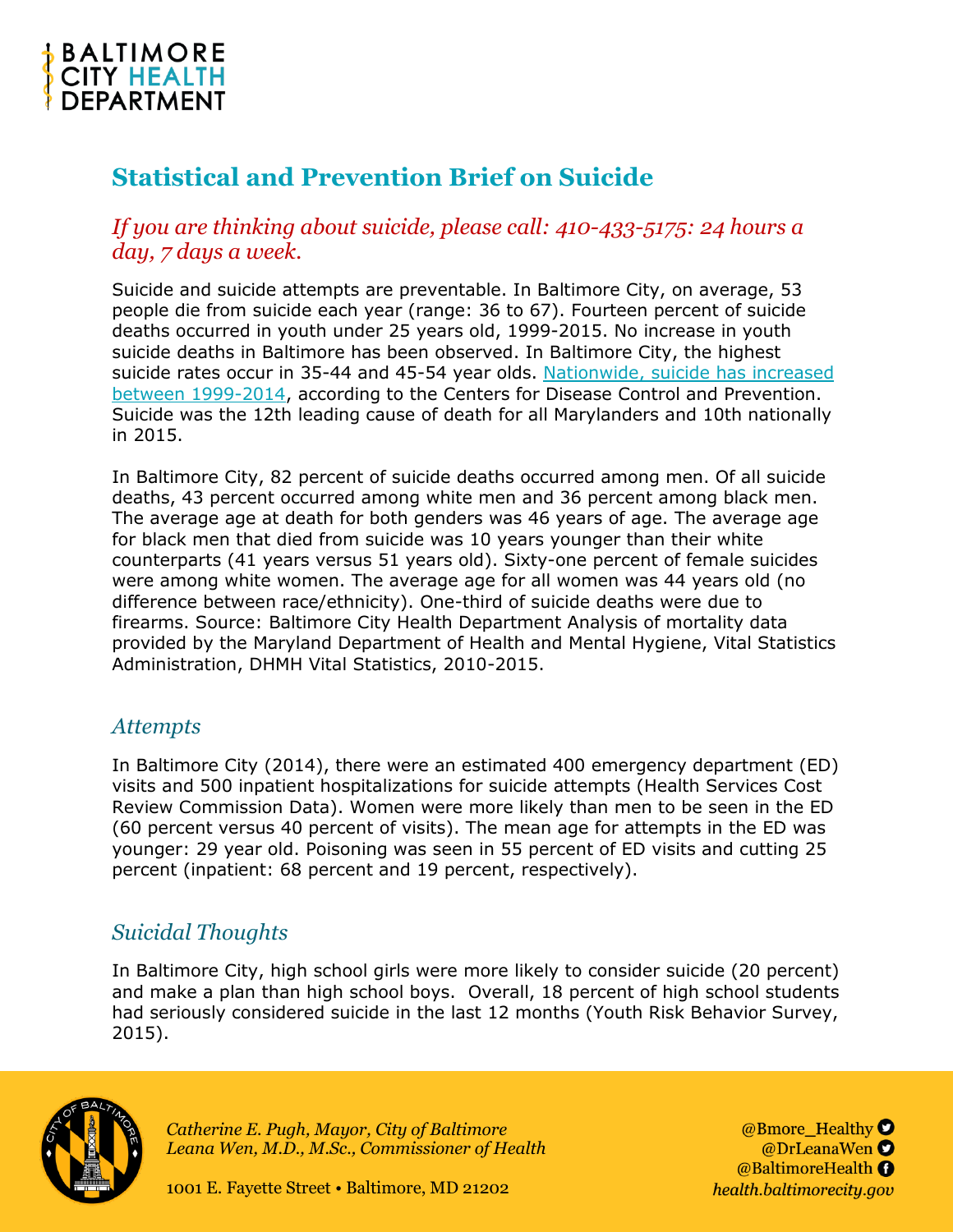BALTIMORE CITY HEALTH DEPARTMENT

# Statistical and Prevention Brief on Suicide

*If you are thinking about suicide, please call: 410-433-5175: 24 hours a day, 7 days a week.*

Suicide and suicide attempts are preventable. In Baltimore City, on average, 53 people die from suicide each year (range: 36 to 67). Fourteen percent of suicide deaths occurred in youth under 25 years old, 1999-2015. No increase in youth suicide deaths in Baltimore has been observed. In Baltimore City, the highest suicide rates occur in 35-44 and 45-54 year olds. Nationwide, suicide has increased between 1999-2014, according to the Centers for Disease Control and Prevention. Suicide was the 12th leading cause of death for all Marylanders and 10th nationally in 2015.

In Baltimore City, 82 percent of suicide deaths occurred among men. Of all suicide deaths, 43 percent occurred among white men and 36 percent among black men. The average age at death for both genders was 46 years of age. The average age for black men that died from suicide was 10 years younger than their white counterparts (41 years versus 51 years old). Sixty-one percent of female suicides were among white women. The average age for all women was 44 years old (no difference between race/ethnicity). One-third of suicide deaths were due to firearms. Source: Baltimore City Health Department Analysis of mortality data provided by the Maryland Department of Health and Mental Hygiene, Vital Statistics Administration, DHMH Vital Statistics, 2010-2015.

## *Attempts*

In Baltimore City (2014), there were an estimated 400 emergency department (ED) visits and 500 inpatient hospitalizations for suicide attempts (Health Services Cost Review Commission Data). Women were more likely than men to be seen in the ED (60 percent versus 40 percent of visits). The mean age for attempts in the ED was younger: 29 year old. Poisoning was seen in 55 percent of ED visits and cutting 25 percent (inpatient: 68 percent and 19 percent, respectively).

## *Suicidal Thoughts*

In Baltimore City, high school girls were more likely to consider suicide (20 percent) and make a plan than high school boys. Overall, 18 percent of high school students had seriously considered suicide in the last 12 months (Youth Risk Behavior Survey, 2015).

*Catherine E. Pugh, Mayor, City of Baltimore*
*Leana Wen, M.D., M.Sc., Commissioner of Health*

1001 E. Fayette Street • Baltimore, MD 21202

@Bmore_Healthy
@DrLeanaWen
@BaltimoreHealth
*health.baltimorecity.gov*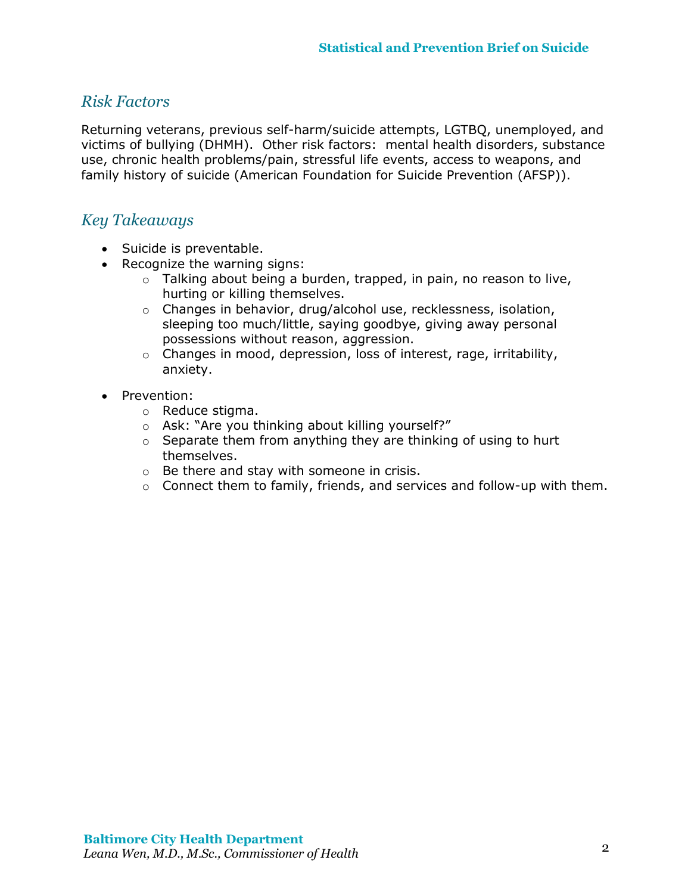## *Risk Factors*

Returning veterans, previous self-harm/suicide attempts, LGTBQ, unemployed, and victims of bullying (DHMH). Other risk factors: mental health disorders, substance use, chronic health problems/pain, stressful life events, access to weapons, and family history of suicide (American Foundation for Suicide Prevention (AFSP)).

## *Key Takeaways*

- Suicide is preventable.
- Recognize the warning signs:
  - Talking about being a burden, trapped, in pain, no reason to live, hurting or killing themselves.
  - Changes in behavior, drug/alcohol use, recklessness, isolation, sleeping too much/little, saying goodbye, giving away personal possessions without reason, aggression.
  - Changes in mood, depression, loss of interest, rage, irritability, anxiety.
- Prevention:
  - Reduce stigma.
  - Ask: "Are you thinking about killing yourself?"
  - Separate them from anything they are thinking of using to hurt themselves.
  - Be there and stay with someone in crisis.
  - Connect them to family, friends, and services and follow-up with them.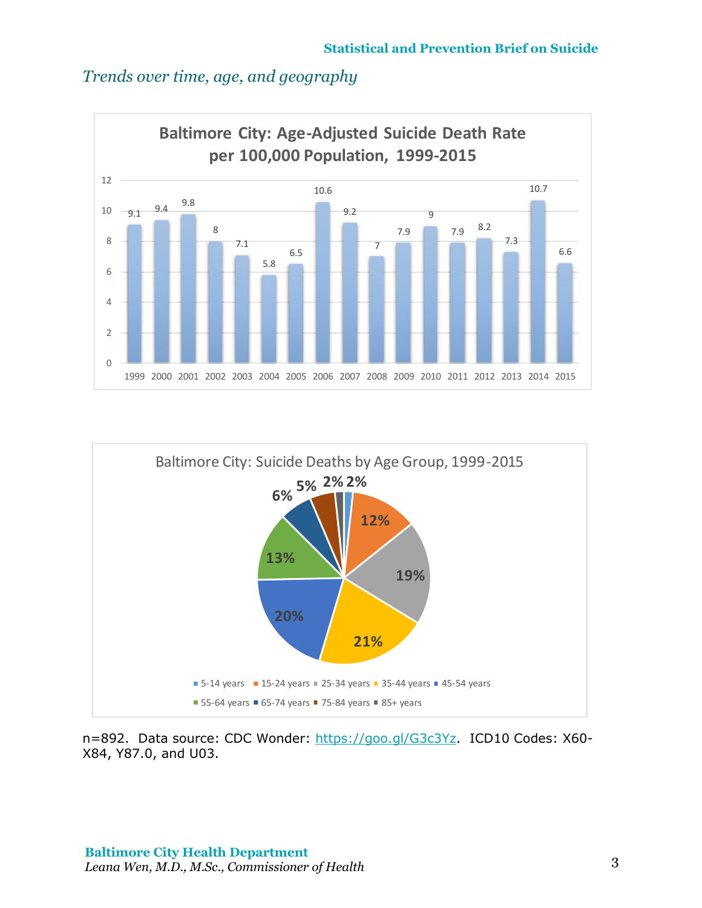*Trends over time, age, and geography*

**Baltimore City: Age-Adjusted Suicide Death Rate per 100,000 Population, 1999-2015**

| Year | Rate |
|---|---|
| 1999 | 9.1 |
| 2000 | 9.4 |
| 2001 | 9.8 |
| 2002 | 8 |
| 2003 | 7.1 |
| 2004 | 5.8 |
| 2005 | 6.5 |
| 2006 | 10.6 |
| 2007 | 9.2 |
| 2008 | 7 |
| 2009 | 7.9 |
| 2010 | 9 |
| 2011 | 7.9 |
| 2012 | 8.2 |
| 2013 | 7.3 |
| 2014 | 10.7 |
| 2015 | 6.6 |

**Baltimore City: Suicide Deaths by Age Group, 1999-2015**

| Age Group | Percent |
|---|---|
| 5-14 years | 2% |
| 15-24 years | 12% |
| 25-34 years | 19% |
| 35-44 years | 21% |
| 45-54 years | 20% |
| 55-64 years | 13% |
| 65-74 years | 6% |
| 75-84 years | 5% |
| 85+ years | 2% |

n=892. Data source: CDC Wonder: https://goo.gl/G3c3Yz. ICD10 Codes: X60-X84, Y87.0, and U03.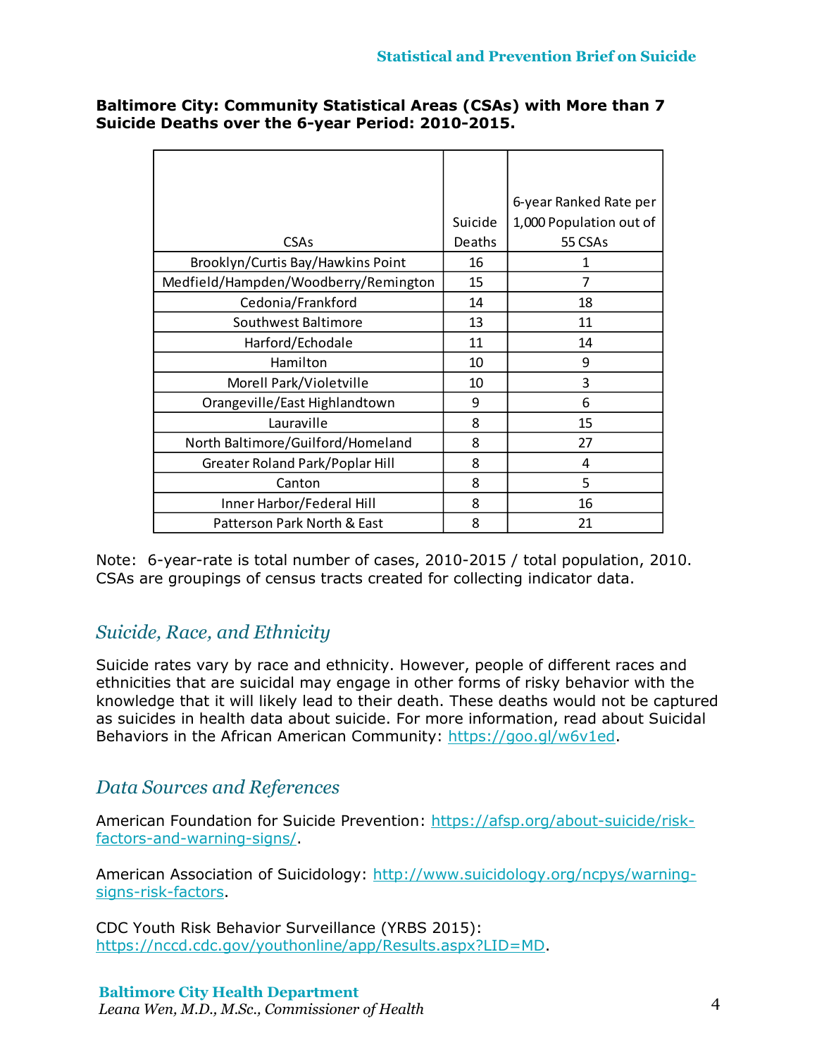**Baltimore City: Community Statistical Areas (CSAs) with More than 7 Suicide Deaths over the 6-year Period: 2010-2015.**

| CSAs | Suicide Deaths | 6-year Ranked Rate per 1,000 Population out of 55 CSAs |
|---|---|---|
| Brooklyn/Curtis Bay/Hawkins Point | 16 | 1 |
| Medfield/Hampden/Woodberry/Remington | 15 | 7 |
| Cedonia/Frankford | 14 | 18 |
| Southwest Baltimore | 13 | 11 |
| Harford/Echodale | 11 | 14 |
| Hamilton | 10 | 9 |
| Morell Park/Violetville | 10 | 3 |
| Orangeville/East Highlandtown | 9 | 6 |
| Lauraville | 8 | 15 |
| North Baltimore/Guilford/Homeland | 8 | 27 |
| Greater Roland Park/Poplar Hill | 8 | 4 |
| Canton | 8 | 5 |
| Inner Harbor/Federal Hill | 8 | 16 |
| Patterson Park North & East | 8 | 21 |

Note: 6-year-rate is total number of cases, 2010-2015 / total population, 2010. CSAs are groupings of census tracts created for collecting indicator data.

## *Suicide, Race, and Ethnicity*

Suicide rates vary by race and ethnicity. However, people of different races and ethnicities that are suicidal may engage in other forms of risky behavior with the knowledge that it will likely lead to their death. These deaths would not be captured as suicides in health data about suicide. For more information, read about Suicidal Behaviors in the African American Community: https://goo.gl/w6v1ed.

## *Data Sources and References*

American Foundation for Suicide Prevention: https://afsp.org/about-suicide/risk-factors-and-warning-signs/.

American Association of Suicidology: http://www.suicidology.org/ncpys/warning-signs-risk-factors.

CDC Youth Risk Behavior Surveillance (YRBS 2015): https://nccd.cdc.gov/youthonline/app/Results.aspx?LID=MD.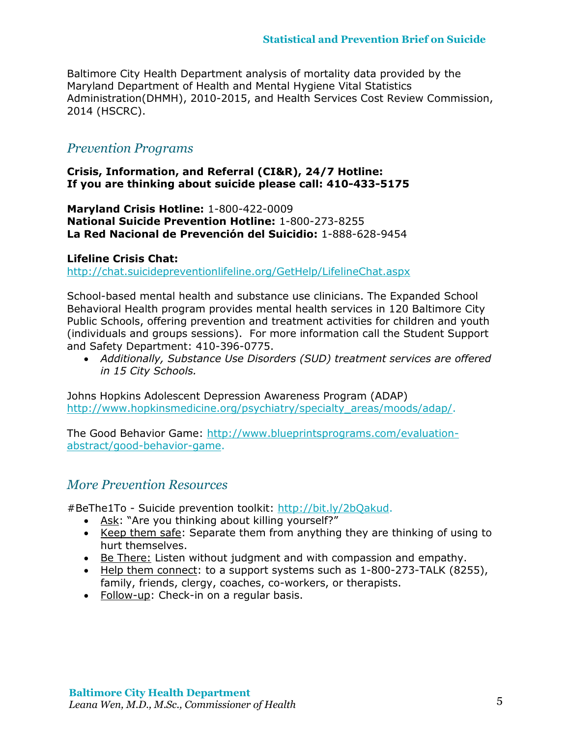Baltimore City Health Department analysis of mortality data provided by the Maryland Department of Health and Mental Hygiene Vital Statistics Administration(DHMH), 2010-2015, and Health Services Cost Review Commission, 2014 (HSCRC).

## *Prevention Programs*

**Crisis, Information, and Referral (CI&R), 24/7 Hotline:**
**If you are thinking about suicide please call: 410-433-5175**

**Maryland Crisis Hotline:** 1-800-422-0009
**National Suicide Prevention Hotline:** 1-800-273-8255
**La Red Nacional de Prevención del Suicidio:** 1-888-628-9454

**Lifeline Crisis Chat:**
http://chat.suicidepreventionlifeline.org/GetHelp/LifelineChat.aspx

School-based mental health and substance use clinicians. The Expanded School Behavioral Health program provides mental health services in 120 Baltimore City Public Schools, offering prevention and treatment activities for children and youth (individuals and groups sessions). For more information call the Student Support and Safety Department: 410-396-0775.

- *Additionally, Substance Use Disorders (SUD) treatment services are offered in 15 City Schools.*

Johns Hopkins Adolescent Depression Awareness Program (ADAP)
http://www.hopkinsmedicine.org/psychiatry/specialty_areas/moods/adap/.

The Good Behavior Game: http://www.blueprintsprograms.com/evaluation-abstract/good-behavior-game.

## *More Prevention Resources*

#BeThe1To - Suicide prevention toolkit: http://bit.ly/2bQakud.

- Ask: "Are you thinking about killing yourself?"
- Keep them safe: Separate them from anything they are thinking of using to hurt themselves.
- Be There: Listen without judgment and with compassion and empathy.
- Help them connect: to a support systems such as 1-800-273-TALK (8255), family, friends, clergy, coaches, co-workers, or therapists.
- Follow-up: Check-in on a regular basis.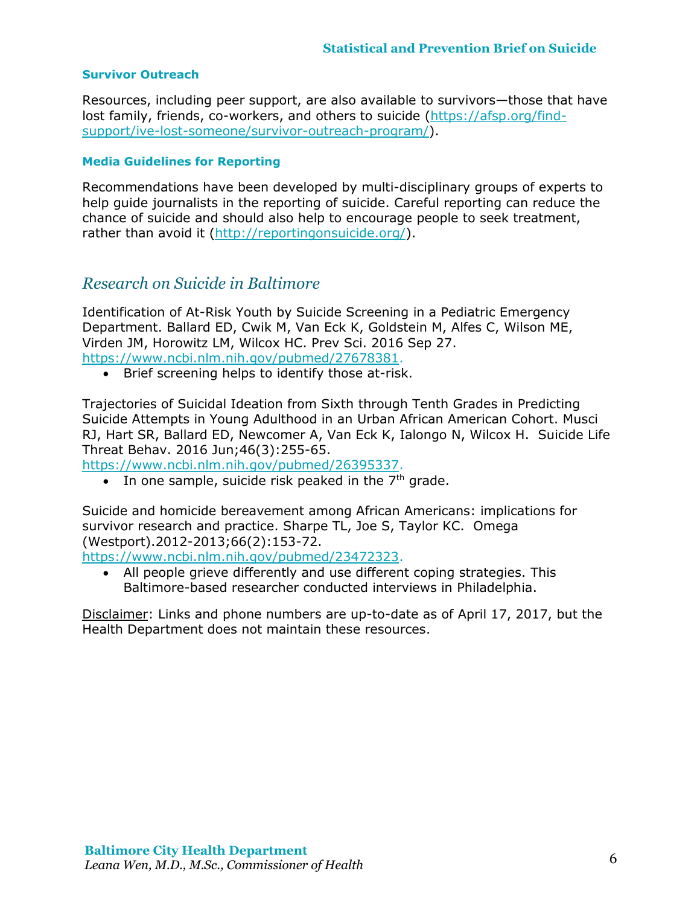### Survivor Outreach

Resources, including peer support, are also available to survivors—those that have lost family, friends, co-workers, and others to suicide (https://afsp.org/find-support/ive-lost-someone/survivor-outreach-program/).

### Media Guidelines for Reporting

Recommendations have been developed by multi-disciplinary groups of experts to help guide journalists in the reporting of suicide. Careful reporting can reduce the chance of suicide and should also help to encourage people to seek treatment, rather than avoid it (http://reportingonsuicide.org/).

## *Research on Suicide in Baltimore*

Identification of At-Risk Youth by Suicide Screening in a Pediatric Emergency Department. Ballard ED, Cwik M, Van Eck K, Goldstein M, Alfes C, Wilson ME, Virden JM, Horowitz LM, Wilcox HC. Prev Sci. 2016 Sep 27. https://www.ncbi.nlm.nih.gov/pubmed/27678381.

- Brief screening helps to identify those at-risk.

Trajectories of Suicidal Ideation from Sixth through Tenth Grades in Predicting Suicide Attempts in Young Adulthood in an Urban African American Cohort. Musci RJ, Hart SR, Ballard ED, Newcomer A, Van Eck K, Ialongo N, Wilcox H. Suicide Life Threat Behav. 2016 Jun;46(3):255-65. https://www.ncbi.nlm.nih.gov/pubmed/26395337.

- In one sample, suicide risk peaked in the 7th grade.

Suicide and homicide bereavement among African Americans: implications for survivor research and practice. Sharpe TL, Joe S, Taylor KC. Omega (Westport).2012-2013;66(2):153-72. https://www.ncbi.nlm.nih.gov/pubmed/23472323.

- All people grieve differently and use different coping strategies. This Baltimore-based researcher conducted interviews in Philadelphia.

Disclaimer: Links and phone numbers are up-to-date as of April 17, 2017, but the Health Department does not maintain these resources.